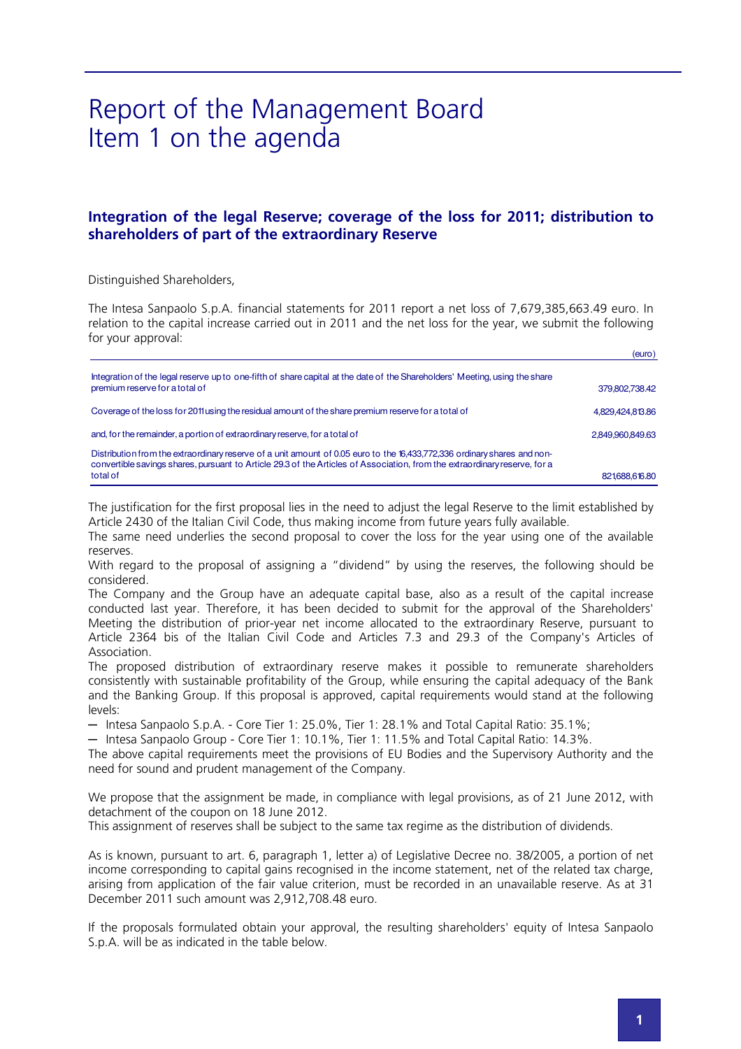# Report of the Management Board
# Item 1 on the agenda

## Integration of the legal Reserve; coverage of the loss for 2011; distribution to shareholders of part of the extraordinary Reserve

Distinguished Shareholders,

The Intesa Sanpaolo S.p.A. financial statements for 2011 report a net loss of 7,679,385,663.49 euro. In relation to the capital increase carried out in 2011 and the net loss for the year, we submit the following for your approval:

| | (euro) |
|---|---|
| Integration of the legal reserve up to one-fifth of share capital at the date of the Shareholders' Meeting, using the share premium reserve for a total of | 379,802,738.42 |
| Coverage of the loss for 2011 using the residual amount of the share premium reserve for a total of | 4,829,424,813.86 |
| and, for the remainder, a portion of extraordinary reserve, for a total of | 2,849,960,849.63 |
| Distribution from the extraordinary reserve of a unit amount of 0.05 euro to the 16,433,772,336 ordinary shares and non-convertible savings shares, pursuant to Article 29.3 of the Articles of Association, from the extraordinary reserve, for a total of | 821,688,616.80 |

The justification for the first proposal lies in the need to adjust the legal Reserve to the limit established by Article 2430 of the Italian Civil Code, thus making income from future years fully available.
The same need underlies the second proposal to cover the loss for the year using one of the available reserves.
With regard to the proposal of assigning a "dividend" by using the reserves, the following should be considered.
The Company and the Group have an adequate capital base, also as a result of the capital increase conducted last year. Therefore, it has been decided to submit for the approval of the Shareholders' Meeting the distribution of prior-year net income allocated to the extraordinary Reserve, pursuant to Article 2364 bis of the Italian Civil Code and Articles 7.3 and 29.3 of the Company's Articles of Association.
The proposed distribution of extraordinary reserve makes it possible to remunerate shareholders consistently with sustainable profitability of the Group, while ensuring the capital adequacy of the Bank and the Banking Group. If this proposal is approved, capital requirements would stand at the following levels:

- Intesa Sanpaolo S.p.A. - Core Tier 1: 25.0%, Tier 1: 28.1% and Total Capital Ratio: 35.1%;
- Intesa Sanpaolo Group - Core Tier 1: 10.1%, Tier 1: 11.5% and Total Capital Ratio: 14.3%.

The above capital requirements meet the provisions of EU Bodies and the Supervisory Authority and the need for sound and prudent management of the Company.

We propose that the assignment be made, in compliance with legal provisions, as of 21 June 2012, with detachment of the coupon on 18 June 2012.
This assignment of reserves shall be subject to the same tax regime as the distribution of dividends.

As is known, pursuant to art. 6, paragraph 1, letter a) of Legislative Decree no. 38/2005, a portion of net income corresponding to capital gains recognised in the income statement, net of the related tax charge, arising from application of the fair value criterion, must be recorded in an unavailable reserve. As at 31 December 2011 such amount was 2,912,708.48 euro.

If the proposals formulated obtain your approval, the resulting shareholders' equity of Intesa Sanpaolo S.p.A. will be as indicated in the table below.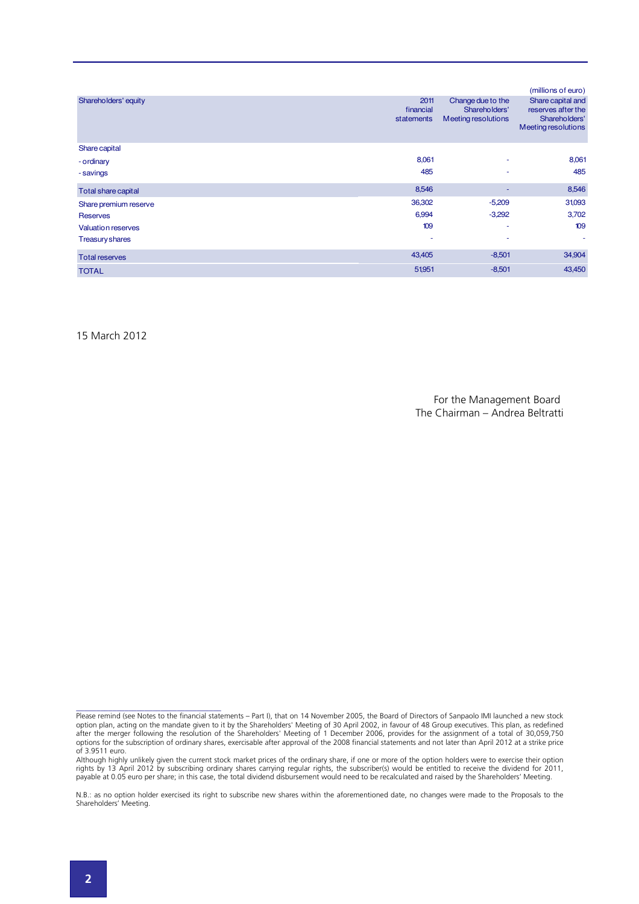(millions of euro)

| Shareholders' equity | 2011 financial statements | Change due to the Shareholders' Meeting resolutions | Share capital and reserves after the Shareholders' Meeting resolutions |
|---|---|---|---|
| Share capital | | | |
| - ordinary | 8,061 | - | 8,061 |
| - savings | 485 | - | 485 |
| Total share capital | 8,546 | - | 8,546 |
| Share premium reserve | 36,302 | -5,209 | 31,093 |
| Reserves | 6,994 | -3,292 | 3,702 |
| Valuation reserves | 109 | - | 109 |
| Treasury shares | - | - | - |
| Total reserves | 43,405 | -8,501 | 34,904 |
| TOTAL | 51,951 | -8,501 | 43,450 |

15 March 2012

For the Management Board
The Chairman – Andrea Beltratti

---

Please remind (see Notes to the financial statements – Part I), that on 14 November 2005, the Board of Directors of Sanpaolo IMI launched a new stock option plan, acting on the mandate given to it by the Shareholders' Meeting of 30 April 2002, in favour of 48 Group executives. This plan, as redefined after the merger following the resolution of the Shareholders' Meeting of 1 December 2006, provides for the assignment of a total of 30,059,750 options for the subscription of ordinary shares, exercisable after approval of the 2008 financial statements and not later than April 2012 at a strike price of 3.9511 euro.

Although highly unlikely given the current stock market prices of the ordinary share, if one or more of the option holders were to exercise their option rights by 13 April 2012 by subscribing ordinary shares carrying regular rights, the subscriber(s) would be entitled to receive the dividend for 2011, payable at 0.05 euro per share; in this case, the total dividend disbursement would need to be recalculated and raised by the Shareholders' Meeting.

N.B.: as no option holder exercised its right to subscribe new shares within the aforementioned date, no changes were made to the Proposals to the Shareholders' Meeting.